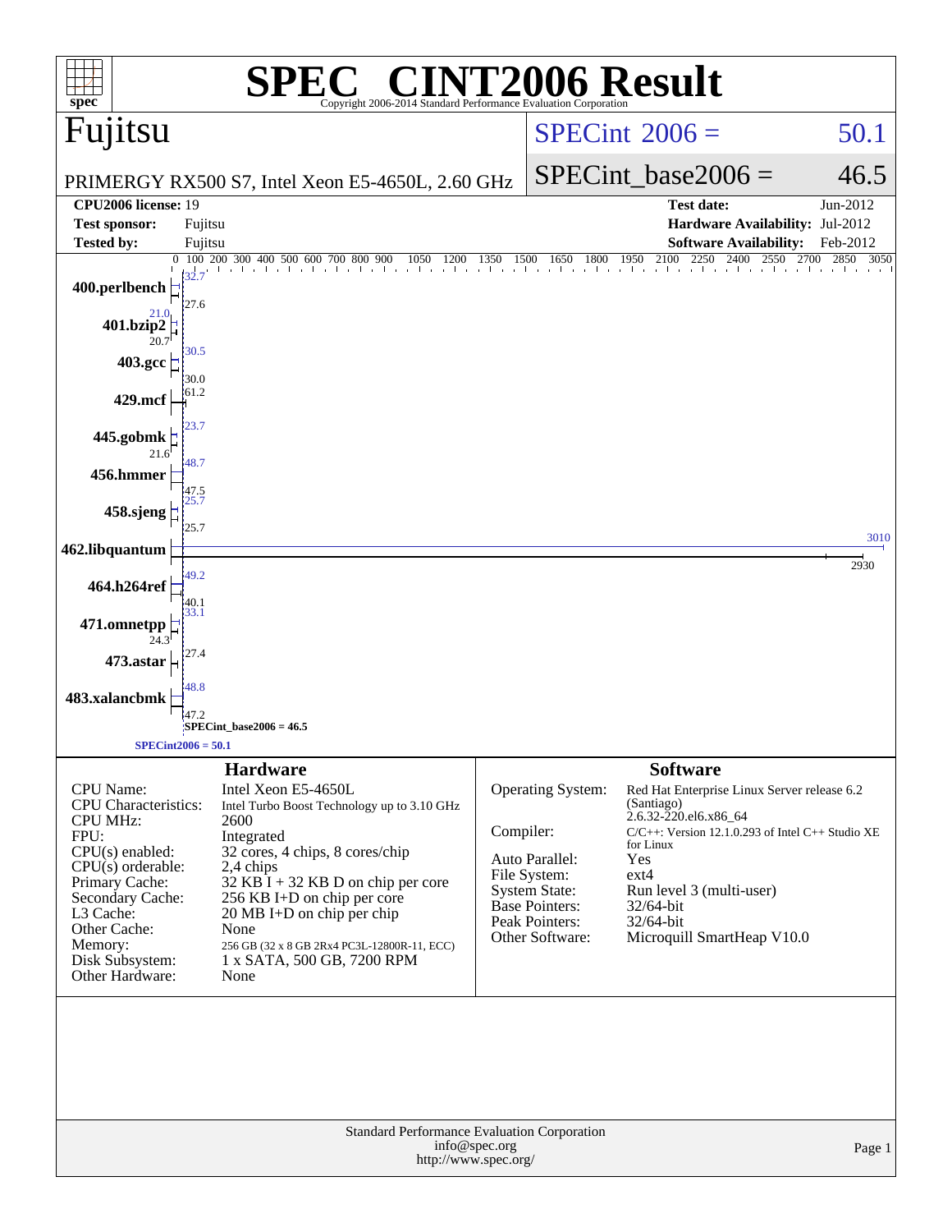# SPEC® CINT2006 Result

Copyright 2006-2014 Standard Performance Evaluation Corporation

**Fujitsu**

PRIMERGY RX500 S7, Intel Xeon E5-4650L, 2.60 GHz

SPECint 2006 = 50.1

SPECint_base2006 = 46.5

| | | | |
|---|---|---|---|
| **CPU2006 license:** | 19 | **Test date:** | Jun-2012 |
| **Test sponsor:** | Fujitsu | **Hardware Availability:** | Jul-2012 |
| **Tested by:** | Fujitsu | **Software Availability:** | Feb-2012 |

| Benchmark | Peak | Base |
|---|---|---|
| 400.perlbench | 32.7 | 27.6 |
| 401.bzip2 | 21.0 | 20.7 |
| 403.gcc | 30.5 | 30.0 |
| 429.mcf | 61.2 | 61.2 |
| 445.gobmk | 23.7 | 21.6 |
| 456.hmmer | 48.7 | 47.5 |
| 458.sjeng | 25.7 | 25.7 |
| 462.libquantum | 3010 | 2930 |
| 464.h264ref | 49.2 | 40.1 |
| 471.omnetpp | 33.1 | 24.3 |
| 473.astar | 27.4 | 27.4 |
| 483.xalancbmk | 48.8 | 47.2 |

SPECint_base2006 = 46.5

SPECint2006 = 50.1

## Hardware

| | |
|---|---|
| CPU Name: | Intel Xeon E5-4650L |
| CPU Characteristics: | Intel Turbo Boost Technology up to 3.10 GHz |
| CPU MHz: | 2600 |
| FPU: | Integrated |
| CPU(s) enabled: | 32 cores, 4 chips, 8 cores/chip |
| CPU(s) orderable: | 2,4 chips |
| Primary Cache: | 32 KB I + 32 KB D on chip per core |
| Secondary Cache: | 256 KB I+D on chip per core |
| L3 Cache: | 20 MB I+D on chip per chip |
| Other Cache: | None |
| Memory: | 256 GB (32 x 8 GB 2Rx4 PC3L-12800R-11, ECC) |
| Disk Subsystem: | 1 x SATA, 500 GB, 7200 RPM |
| Other Hardware: | None |

## Software

| | |
|---|---|
| Operating System: | Red Hat Enterprise Linux Server release 6.2 (Santiago) 2.6.32-220.el6.x86_64 |
| Compiler: | C/C++: Version 12.1.0.293 of Intel C++ Studio XE for Linux |
| Auto Parallel: | Yes |
| File System: | ext4 |
| System State: | Run level 3 (multi-user) |
| Base Pointers: | 32/64-bit |
| Peak Pointers: | 32/64-bit |
| Other Software: | Microquill SmartHeap V10.0 |

Standard Performance Evaluation Corporation
info@spec.org
http://www.spec.org/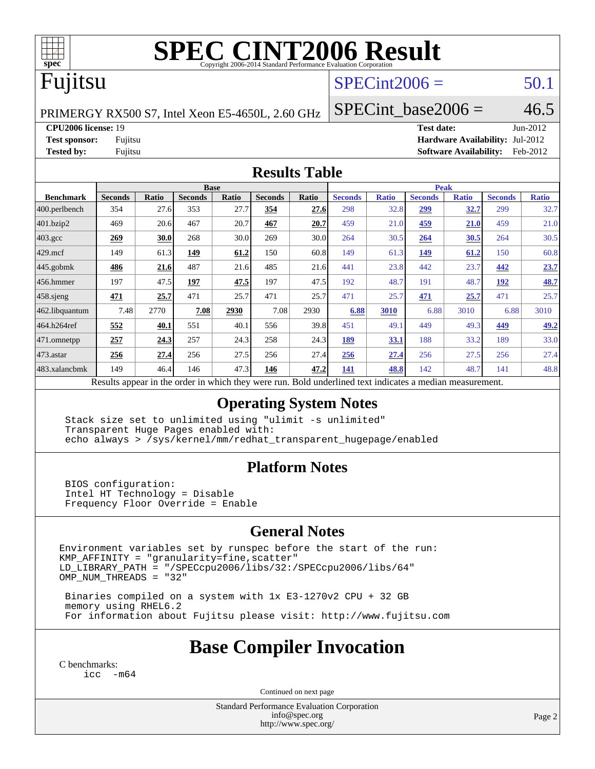# SPEC CINT2006 Result

Copyright 2006-2014 Standard Performance Evaluation Corporation

## Fujitsu

PRIMERGY RX500 S7, Intel Xeon E5-4650L, 2.60 GHz

SPECint2006 = 50.1

SPECint_base2006 = 46.5

**CPU2006 license:** 19
**Test sponsor:** Fujitsu
**Tested by:** Fujitsu

**Test date:** Jun-2012
**Hardware Availability:** Jul-2012
**Software Availability:** Feb-2012

## Results Table

| Benchmark | Base | | | | | | Peak | | | | | |
|---|---|---|---|---|---|---|---|---|---|---|---|---|
| | Seconds | Ratio | Seconds | Ratio | Seconds | Ratio | Seconds | Ratio | Seconds | Ratio | Seconds | Ratio |
| 400.perlbench | 354 | 27.6 | 353 | 27.7 | **354** | **27.6** | 298 | 32.8 | **299** | **32.7** | 299 | 32.7 |
| 401.bzip2 | 469 | 20.6 | 467 | 20.7 | **467** | **20.7** | 459 | 21.0 | **459** | **21.0** | 459 | 21.0 |
| 403.gcc | **269** | **30.0** | 268 | 30.0 | 269 | 30.0 | 264 | 30.5 | **264** | **30.5** | 264 | 30.5 |
| 429.mcf | 149 | 61.3 | **149** | **61.2** | 150 | 60.8 | 149 | 61.3 | **149** | **61.2** | 150 | 60.8 |
| 445.gobmk | **486** | **21.6** | 487 | 21.6 | 485 | 21.6 | 441 | 23.8 | 442 | 23.7 | **442** | **23.7** |
| 456.hmmer | 197 | 47.5 | **197** | **47.5** | 197 | 47.5 | 192 | 48.7 | 191 | 48.7 | **192** | **48.7** |
| 458.sjeng | **471** | **25.7** | 471 | 25.7 | 471 | 25.7 | 471 | 25.7 | **471** | **25.7** | 471 | 25.7 |
| 462.libquantum | 7.48 | 2770 | **7.08** | **2930** | 7.08 | 2930 | **6.88** | **3010** | 6.88 | 3010 | 6.88 | 3010 |
| 464.h264ref | **552** | **40.1** | 551 | 40.1 | 556 | 39.8 | 451 | 49.1 | 449 | 49.3 | **449** | **49.2** |
| 471.omnetpp | **257** | **24.3** | 257 | 24.3 | 258 | 24.3 | **189** | **33.1** | 188 | 33.2 | 189 | 33.0 |
| 473.astar | **256** | **27.4** | 256 | 27.5 | 256 | 27.4 | **256** | **27.4** | 256 | 27.5 | 256 | 27.4 |
| 483.xalancbmk | 149 | 46.4 | 146 | 47.3 | **146** | **47.2** | **141** | **48.8** | 142 | 48.7 | 141 | 48.8 |

Results appear in the order in which they were run. Bold underlined text indicates a median measurement.

## Operating System Notes

```
Stack size set to unlimited using "ulimit -s unlimited"
Transparent Huge Pages enabled with:
echo always > /sys/kernel/mm/redhat_transparent_hugepage/enabled
```

## Platform Notes

```
BIOS configuration:
Intel HT Technology = Disable
Frequency Floor Override = Enable
```

## General Notes

```
Environment variables set by runspec before the start of the run:
KMP_AFFINITY = "granularity=fine,scatter"
LD_LIBRARY_PATH = "/SPECcpu2006/libs/32:/SPECcpu2006/libs/64"
OMP_NUM_THREADS = "32"

 Binaries compiled on a system with 1x E3-1270v2 CPU + 32 GB
 memory using RHEL6.2
 For information about Fujitsu please visit: http://www.fujitsu.com
```

# Base Compiler Invocation

C benchmarks:
```
icc -m64
```

Continued on next page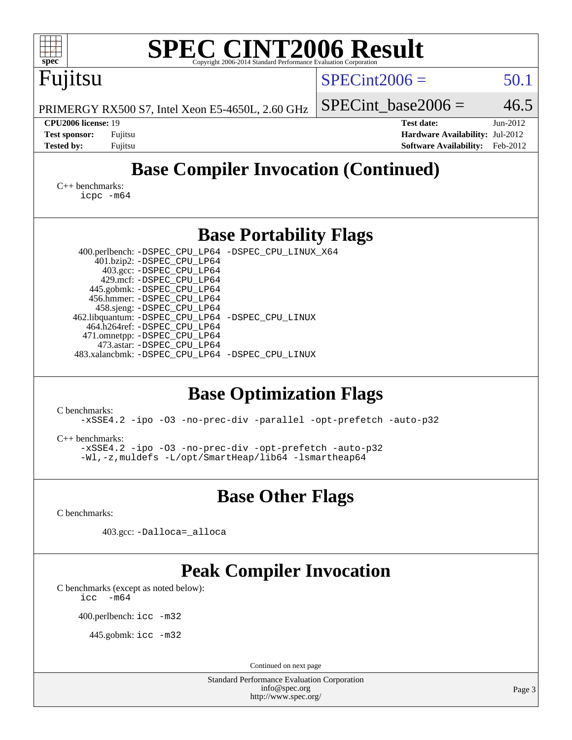# SPEC CINT2006 Result

Copyright 2006-2014 Standard Performance Evaluation Corporation

## Fujitsu

PRIMERGY RX500 S7, Intel Xeon E5-4650L, 2.60 GHz

SPECint2006 = 50.1

SPECint_base2006 = 46.5

| | | | |
|---|---|---|---|
| **CPU2006 license:** 19 | | **Test date:** | Jun-2012 |
| **Test sponsor:** | Fujitsu | **Hardware Availability:** | Jul-2012 |
| **Tested by:** | Fujitsu | **Software Availability:** | Feb-2012 |

## Base Compiler Invocation (Continued)

C++ benchmarks:

```
icpc -m64
```

## Base Portability Flags

```
400.perlbench: -DSPEC_CPU_LP64 -DSPEC_CPU_LINUX_X64
    401.bzip2: -DSPEC_CPU_LP64
      403.gcc: -DSPEC_CPU_LP64
      429.mcf: -DSPEC_CPU_LP64
   445.gobmk: -DSPEC_CPU_LP64
   456.hmmer: -DSPEC_CPU_LP64
   458.sjeng: -DSPEC_CPU_LP64
462.libquantum: -DSPEC_CPU_LP64 -DSPEC_CPU_LINUX
  464.h264ref: -DSPEC_CPU_LP64
  471.omnetpp: -DSPEC_CPU_LP64
    473.astar: -DSPEC_CPU_LP64
483.xalancbmk: -DSPEC_CPU_LP64 -DSPEC_CPU_LINUX
```

## Base Optimization Flags

C benchmarks:

```
-xSSE4.2 -ipo -O3 -no-prec-div -parallel -opt-prefetch -auto-p32
```

C++ benchmarks:

```
-xSSE4.2 -ipo -O3 -no-prec-div -opt-prefetch -auto-p32
-Wl,-z,muldefs -L/opt/SmartHeap/lib64 -lsmartheap64
```

## Base Other Flags

C benchmarks:

```
403.gcc: -Dalloca=_alloca
```

## Peak Compiler Invocation

C benchmarks (except as noted below):

```
icc  -m64
```

```
400.perlbench: icc -m32
```

```
445.gobmk: icc -m32
```

Continued on next page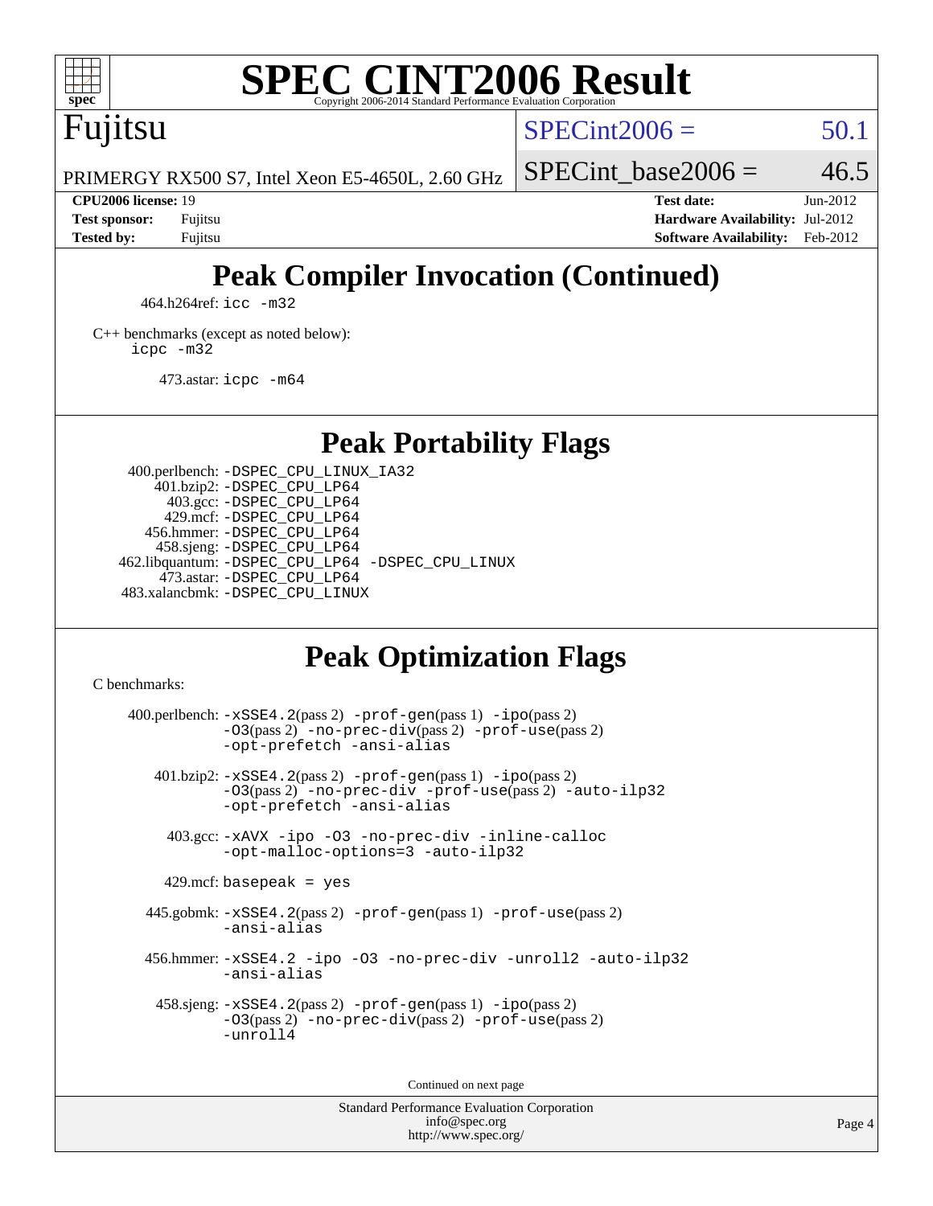# Peak Compiler Invocation (Continued)

464.h264ref: `icc -m32`

C++ benchmarks (except as noted below):
`icpc -m32`

473.astar: `icpc -m64`

# Peak Portability Flags

400.perlbench: `-DSPEC_CPU_LINUX_IA32`
401.bzip2: `-DSPEC_CPU_LP64`
403.gcc: `-DSPEC_CPU_LP64`
429.mcf: `-DSPEC_CPU_LP64`
456.hmmer: `-DSPEC_CPU_LP64`
458.sjeng: `-DSPEC_CPU_LP64`
462.libquantum: `-DSPEC_CPU_LP64 -DSPEC_CPU_LINUX`
473.astar: `-DSPEC_CPU_LP64`
483.xalancbmk: `-DSPEC_CPU_LINUX`

# Peak Optimization Flags

C benchmarks:

400.perlbench: `-xSSE4.2`(pass 2) `-prof-gen`(pass 1) `-ipo`(pass 2) `-O3`(pass 2) `-no-prec-div`(pass 2) `-prof-use`(pass 2) `-opt-prefetch -ansi-alias`

401.bzip2: `-xSSE4.2`(pass 2) `-prof-gen`(pass 1) `-ipo`(pass 2) `-O3`(pass 2) `-no-prec-div -prof-use`(pass 2) `-auto-ilp32 -opt-prefetch -ansi-alias`

403.gcc: `-xAVX -ipo -O3 -no-prec-div -inline-calloc -opt-malloc-options=3 -auto-ilp32`

429.mcf: `basepeak = yes`

445.gobmk: `-xSSE4.2`(pass 2) `-prof-gen`(pass 1) `-prof-use`(pass 2) `-ansi-alias`

456.hmmer: `-xSSE4.2 -ipo -O3 -no-prec-div -unroll2 -auto-ilp32 -ansi-alias`

458.sjeng: `-xSSE4.2`(pass 2) `-prof-gen`(pass 1) `-ipo`(pass 2) `-O3`(pass 2) `-no-prec-div`(pass 2) `-prof-use`(pass 2) `-unroll4`

Continued on next page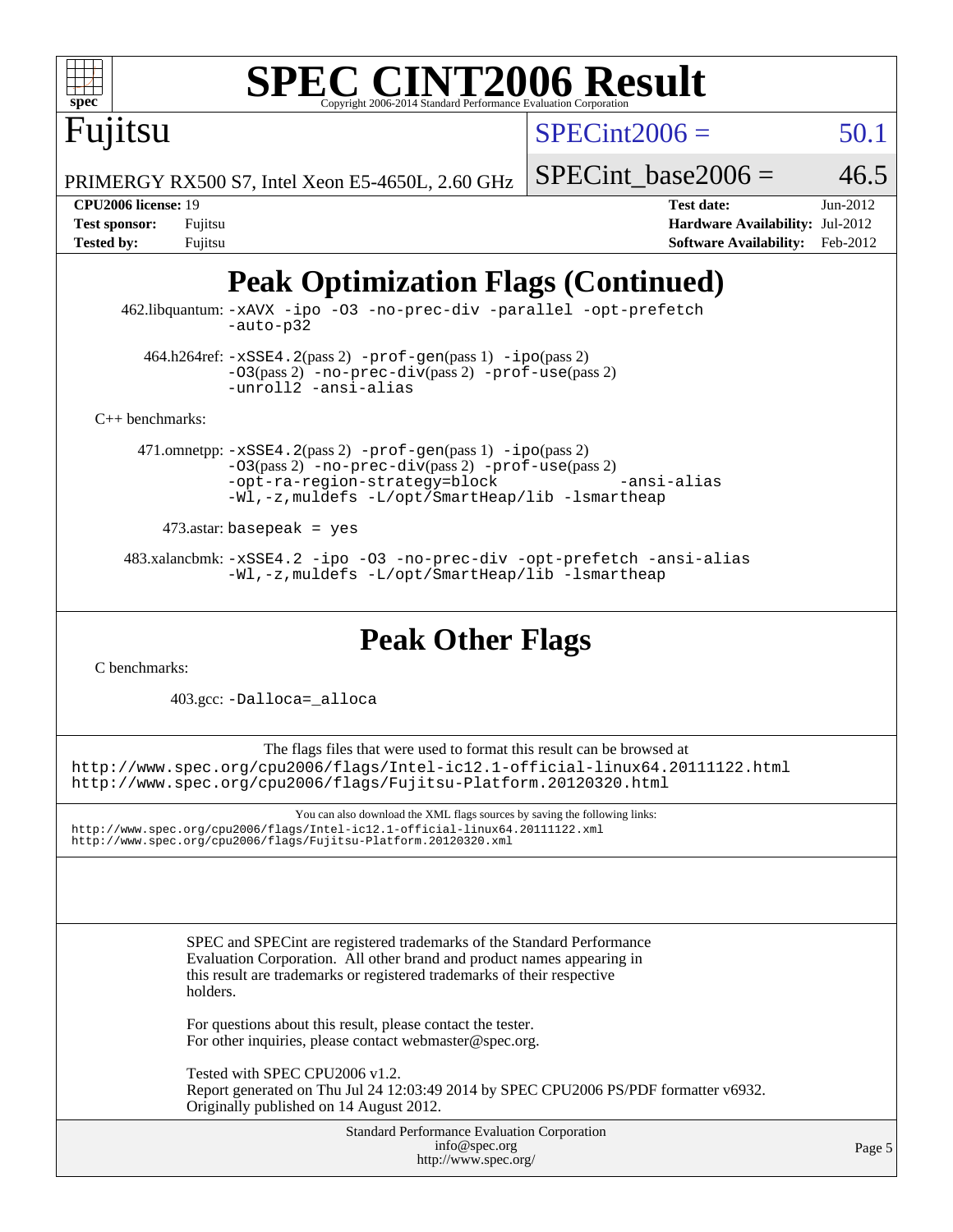# Peak Optimization Flags (Continued)

462.libquantum: -xAVX -ipo -O3 -no-prec-div -parallel -opt-prefetch -auto-p32

464.h264ref: -xSSE4.2(pass 2) -prof-gen(pass 1) -ipo(pass 2) -O3(pass 2) -no-prec-div(pass 2) -prof-use(pass 2) -unroll2 -ansi-alias

C++ benchmarks:

471.omnetpp: -xSSE4.2(pass 2) -prof-gen(pass 1) -ipo(pass 2) -O3(pass 2) -no-prec-div(pass 2) -prof-use(pass 2) -opt-ra-region-strategy=block -ansi-alias -Wl,-z,muldefs -L/opt/SmartHeap/lib -lsmartheap

473.astar: basepeak = yes

483.xalancbmk: -xSSE4.2 -ipo -O3 -no-prec-div -opt-prefetch -ansi-alias -Wl,-z,muldefs -L/opt/SmartHeap/lib -lsmartheap

# Peak Other Flags

C benchmarks:

403.gcc: -Dalloca=_alloca

The flags files that were used to format this result can be browsed at
http://www.spec.org/cpu2006/flags/Intel-ic12.1-official-linux64.20111122.html
http://www.spec.org/cpu2006/flags/Fujitsu-Platform.20120320.html

You can also download the XML flags sources by saving the following links:
http://www.spec.org/cpu2006/flags/Intel-ic12.1-official-linux64.20111122.xml
http://www.spec.org/cpu2006/flags/Fujitsu-Platform.20120320.xml

SPEC and SPECint are registered trademarks of the Standard Performance Evaluation Corporation. All other brand and product names appearing in this result are trademarks or registered trademarks of their respective holders.

For questions about this result, please contact the tester.
For other inquiries, please contact webmaster@spec.org.

Tested with SPEC CPU2006 v1.2.
Report generated on Thu Jul 24 12:03:49 2014 by SPEC CPU2006 PS/PDF formatter v6932.
Originally published on 14 August 2012.